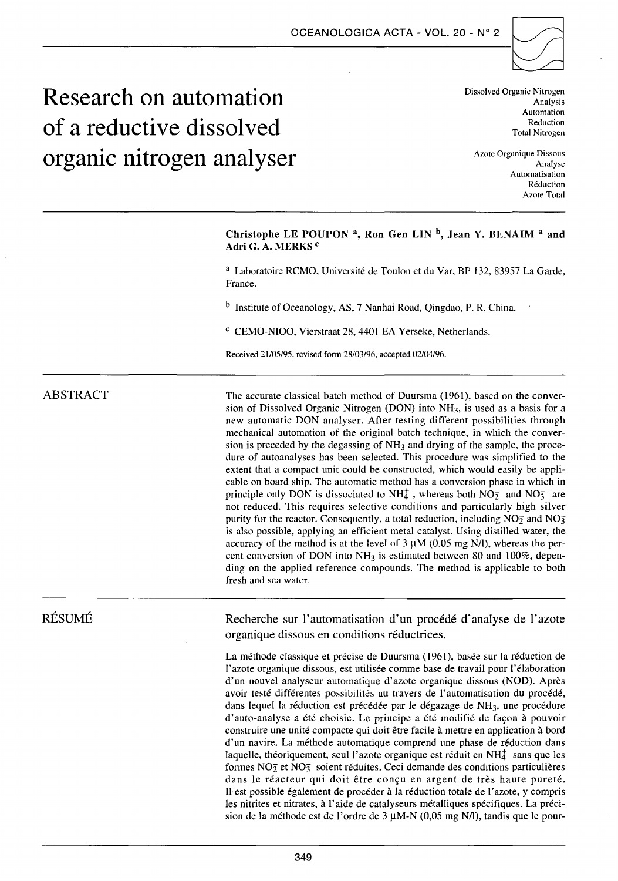# Research on automation of a reductive dissolved organic nitrogen analyser

Dissolved Organic Nitrogen
Analysis
Automation
Reduction
Total Nitrogen

Azote Organique Dissous
Analyse
Automatisation
Réduction
Azote Total

**Christophe LE POUPON** [a], **Ron Gen LIN** [b], **Jean Y. BENAIM** [a] **and Adri G. A. MERKS** [c]

[a] Laboratoire RCMO, Université de Toulon et du Var, BP 132, 83957 La Garde, France.

[b] Institute of Oceanology, AS, 7 Nanhai Road, Qingdao, P. R. China.

[c] CEMO-NIOO, Vierstraat 28, 4401 EA Yerseke, Netherlands.

Received 21/05/95, revised form 28/03/96, accepted 02/04/96.

## ABSTRACT

The accurate classical batch method of Duursma (1961), based on the conversion of Dissolved Organic Nitrogen (DON) into $NH_3$, is used as a basis for a new automatic DON analyser. After testing different possibilities through mechanical automation of the original batch technique, in which the conversion is preceded by the degassing of $NH_3$ and drying of the sample, the procedure of autoanalyses has been selected. This procedure was simplified to the extent that a compact unit could be constructed, which would easily be applicable on board ship. The automatic method has a conversion phase in which in principle only DON is dissociated to $NH_4^+$, whereas both $NO_2^-$ and $NO_3^-$ are not reduced. This requires selective conditions and particularly high silver purity for the reactor. Consequently, a total reduction, including $NO_2^-$ and $NO_3^-$ is also possible, applying an efficient metal catalyst. Using distilled water, the accuracy of the method is at the level of 3 µM (0.05 mg N/l), whereas the percent conversion of DON into $NH_3$ is estimated between 80 and 100%, depending on the applied reference compounds. The method is applicable to both fresh and sea water.

## RÉSUMÉ

Recherche sur l'automatisation d'un procédé d'analyse de l'azote organique dissous en conditions réductrices.

La méthode classique et précise de Duursma (1961), basée sur la réduction de l'azote organique dissous, est utilisée comme base de travail pour l'élaboration d'un nouvel analyseur automatique d'azote organique dissous (NOD). Après avoir testé différentes possibilités au travers de l'automatisation du procédé, dans lequel la réduction est précédée par le dégazage de $NH_3$, une procédure d'auto-analyse a été choisie. Le principe a été modifié de façon à pouvoir construire une unité compacte qui doit être facile à mettre en application à bord d'un navire. La méthode automatique comprend une phase de réduction dans laquelle, théoriquement, seul l'azote organique est réduit en $NH_4^+$ sans que les formes $NO_2^-$ et $NO_3^-$ soient réduites. Ceci demande des conditions particulières dans le réacteur qui doit être conçu en argent de très haute pureté. Il est possible également de procéder à la réduction totale de l'azote, y compris les nitrites et nitrates, à l'aide de catalyseurs métalliques spécifiques. La précision de la méthode est de l'ordre de 3 µM-N (0,05 mg N/l), tandis que le pour-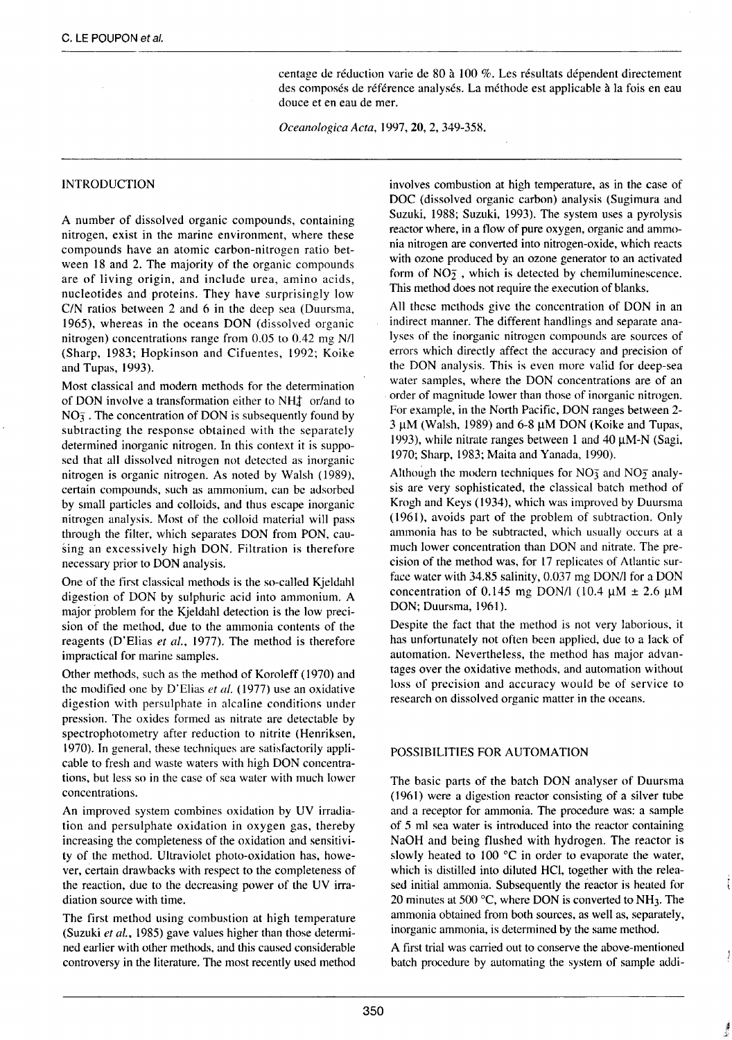centage de réduction varie de 80 à 100 %. Les résultats dépendent directement des composés de référence analysés. La méthode est applicable à la fois en eau douce et en eau de mer.

*Oceanologica Acta*, 1997, **20**, 2, 349-358.

## INTRODUCTION

A number of dissolved organic compounds, containing nitrogen, exist in the marine environment, where these compounds have an atomic carbon-nitrogen ratio between 18 and 2. The majority of the organic compounds are of living origin, and include urea, amino acids, nucleotides and proteins. They have surprisingly low C/N ratios between 2 and 6 in the deep sea (Duursma, 1965), whereas in the oceans DON (dissolved organic nitrogen) concentrations range from 0.05 to 0.42 mg N/l (Sharp, 1983; Hopkinson and Cifuentes, 1992; Koike and Tupas, 1993).

Most classical and modern methods for the determination of DON involve a transformation either to $NH_4^+$ or/and to $NO_3^-$. The concentration of DON is subsequently found by subtracting the response obtained with the separately determined inorganic nitrogen. In this context it is supposed that all dissolved nitrogen not detected as inorganic nitrogen is organic nitrogen. As noted by Walsh (1989), certain compounds, such as ammonium, can be adsorbed by small particles and colloids, and thus escape inorganic nitrogen analysis. Most of the colloid material will pass through the filter, which separates DON from PON, causing an excessively high DON. Filtration is therefore necessary prior to DON analysis.

One of the first classical methods is the so-called Kjeldahl digestion of DON by sulphuric acid into ammonium. A major problem for the Kjeldahl detection is the low precision of the method, due to the ammonia contents of the reagents (D'Elias *et al.*, 1977). The method is therefore impractical for marine samples.

Other methods, such as the method of Koroleff (1970) and the modified one by D'Elias *et al.* (1977) use an oxidative digestion with persulphate in alcaline conditions under pression. The oxides formed as nitrate are detectable by spectrophotometry after reduction to nitrite (Henriksen, 1970). In general, these techniques are satisfactorily applicable to fresh and waste waters with high DON concentrations, but less so in the case of sea water with much lower concentrations.

An improved system combines oxidation by UV irradiation and persulphate oxidation in oxygen gas, thereby increasing the completeness of the oxidation and sensitivity of the method. Ultraviolet photo-oxidation has, however, certain drawbacks with respect to the completeness of the reaction, due to the decreasing power of the UV irradiation source with time.

The first method using combustion at high temperature (Suzuki *et al.*, 1985) gave values higher than those determined earlier with other methods, and this caused considerable controversy in the literature. The most recently used method involves combustion at high temperature, as in the case of DOC (dissolved organic carbon) analysis (Sugimura and Suzuki, 1988; Suzuki, 1993). The system uses a pyrolysis reactor where, in a flow of pure oxygen, organic and ammonia nitrogen are converted into nitrogen-oxide, which reacts with ozone produced by an ozone generator to an activated form of $NO_2^-$, which is detected by chemiluminescence. This method does not require the execution of blanks.

All these methods give the concentration of DON in an indirect manner. The different handlings and separate analyses of the inorganic nitrogen compounds are sources of errors which directly affect the accuracy and precision of the DON analysis. This is even more valid for deep-sea water samples, where the DON concentrations are of an order of magnitude lower than those of inorganic nitrogen. For example, in the North Pacific, DON ranges between 2-3 µM (Walsh, 1989) and 6-8 µM DON (Koike and Tupas, 1993), while nitrate ranges between 1 and 40 µM-N (Sagi, 1970; Sharp, 1983; Maita and Yanada, 1990).

Although the modern techniques for $NO_3^-$ and $NO_2^-$ analysis are very sophisticated, the classical batch method of Krogh and Keys (1934), which was improved by Duursma (1961), avoids part of the problem of subtraction. Only ammonia has to be subtracted, which usually occurs at a much lower concentration than DON and nitrate. The precision of the method was, for 17 replicates of Atlantic surface water with 34.85 salinity, 0.037 mg DON/l for a DON concentration of 0.145 mg DON/l (10.4 µM ± 2.6 µM DON; Duursma, 1961).

Despite the fact that the method is not very laborious, it has unfortunately not often been applied, due to a lack of automation. Nevertheless, the method has major advantages over the oxidative methods, and automation without loss of precision and accuracy would be of service to research on dissolved organic matter in the oceans.

## POSSIBILITIES FOR AUTOMATION

The basic parts of the batch DON analyser of Duursma (1961) were a digestion reactor consisting of a silver tube and a receptor for ammonia. The procedure was: a sample of 5 ml sea water is introduced into the reactor containing NaOH and being flushed with hydrogen. The reactor is slowly heated to 100 °C in order to evaporate the water, which is distilled into diluted HCl, together with the released initial ammonia. Subsequently the reactor is heated for 20 minutes at 500 °C, where DON is converted to $NH_3$. The ammonia obtained from both sources, as well as, separately, inorganic ammonia, is determined by the same method.

A first trial was carried out to conserve the above-mentioned batch procedure by automating the system of sample addi-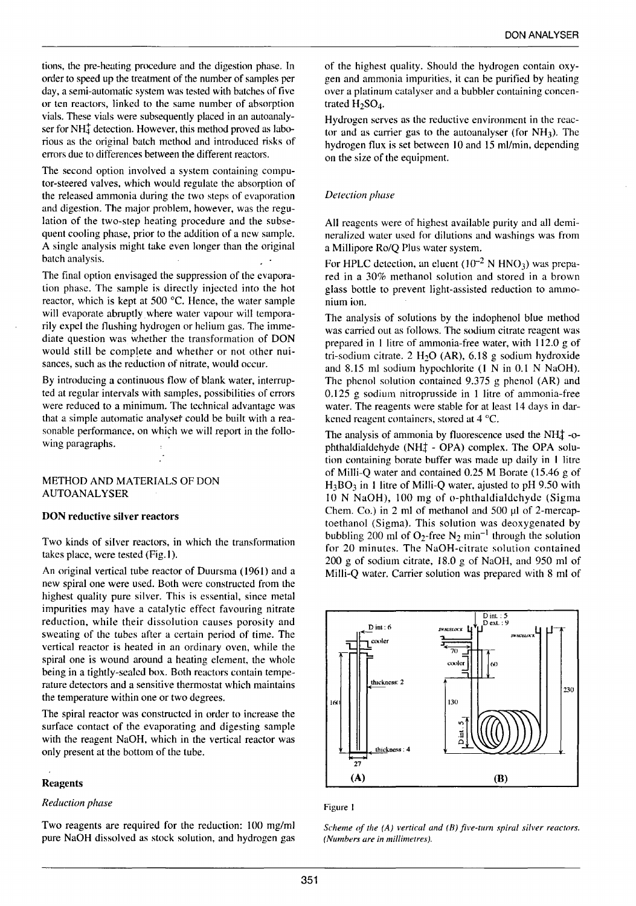tions, the pre-heating procedure and the digestion phase. In order to speed up the treatment of the number of samples per day, a semi-automatic system was tested with batches of five or ten reactors, linked to the same number of absorption vials. These vials were subsequently placed in an autoanalyser for $NH_4^+$ detection. However, this method proved as laborious as the original batch method and introduced risks of errors due to differences between the different reactors.

The second option involved a system containing computor-steered valves, which would regulate the absorption of the released ammonia during the two steps of evaporation and digestion. The major problem, however, was the regulation of the two-step heating procedure and the subsequent cooling phase, prior to the addition of a new sample. A single analysis might take even longer than the original batch analysis.

The final option envisaged the suppression of the evaporation phase. The sample is directly injected into the hot reactor, which is kept at 500 °C. Hence, the water sample will evaporate abruptly where water vapour will temporarily expel the flushing hydrogen or helium gas. The immediate question was whether the transformation of DON would still be complete and whether or not other nuisances, such as the reduction of nitrate, would occur.

By introducing a continuous flow of blank water, interrupted at regular intervals with samples, possibilities of errors were reduced to a minimum. The technical advantage was that a simple automatic analyser could be built with a reasonable performance, on which we will report in the following paragraphs.

## METHOD AND MATERIALS OF DON AUTOANALYSER

### DON reductive silver reactors

Two kinds of silver reactors, in which the transformation takes place, were tested (Fig.1).

An original vertical tube reactor of Duursma (1961) and a new spiral one were used. Both were constructed from the highest quality pure silver. This is essential, since metal impurities may have a catalytic effect favouring nitrate reduction, while their dissolution causes porosity and sweating of the tubes after a certain period of time. The vertical reactor is heated in an ordinary oven, while the spiral one is wound around a heating element, the whole being in a tightly-sealed box. Both reactors contain temperature detectors and a sensitive thermostat which maintains the temperature within one or two degrees.

The spiral reactor was constructed in order to increase the surface contact of the evaporating and digesting sample with the reagent NaOH, which in the vertical reactor was only present at the bottom of the tube.

### Reagents

*Reduction phase*

Two reagents are required for the reduction: 100 mg/ml pure NaOH dissolved as stock solution, and hydrogen gas of the highest quality. Should the hydrogen contain oxygen and ammonia impurities, it can be purified by heating over a platinum catalyser and a bubbler containing concentrated $H_2SO_4$.

Hydrogen serves as the reductive environment in the reactor and as carrier gas to the autoanalyser (for $NH_3$). The hydrogen flux is set between 10 and 15 ml/min, depending on the size of the equipment.

*Detection phase*

All reagents were of highest available purity and all demineralized water used for dilutions and washings was from a Millipore Ro/Q Plus water system.

For HPLC detection, an eluent ($10^{-2}$ N $HNO_3$) was prepared in a 30% methanol solution and stored in a brown glass bottle to prevent light-assisted reduction to ammonium ion.

The analysis of solutions by the indophenol blue method was carried out as follows. The sodium citrate reagent was prepared in 1 litre of ammonia-free water, with 112.0 g of tri-sodium citrate. 2 $H_2O$ (AR), 6.18 g sodium hydroxide and 8.15 ml sodium hypochlorite (1 N in 0.1 N NaOH). The phenol solution contained 9.375 g phenol (AR) and 0.125 g sodium nitroprusside in 1 litre of ammonia-free water. The reagents were stable for at least 14 days in darkened reagent containers, stored at 4 °C.

The analysis of ammonia by fluorescence used the $NH_4^+$ -o-phthaldialdehyde ($NH_4^+$ - OPA) complex. The OPA solution containing borate buffer was made up daily in 1 litre of Milli-Q water and contained 0.25 M Borate (15.46 g of $H_3BO_3$ in 1 litre of Milli-Q water, ajusted to pH 9.50 with 10 N NaOH), 100 mg of o-phthaldialdehyde (Sigma Chem. Co.) in 2 ml of methanol and 500 µl of 2-mercaptoethanol (Sigma). This solution was deoxygenated by bubbling 200 ml of $O_2$-free $N_2$ $min^{-1}$ through the solution for 20 minutes. The NaOH-citrate solution contained 200 g of sodium citrate, 18.0 g of NaOH, and 950 ml of Milli-Q water. Carrier solution was prepared with 8 ml of

Figure 1

*Scheme of the (A) vertical and (B) five-turn spiral silver reactors. (Numbers are in millimetres).*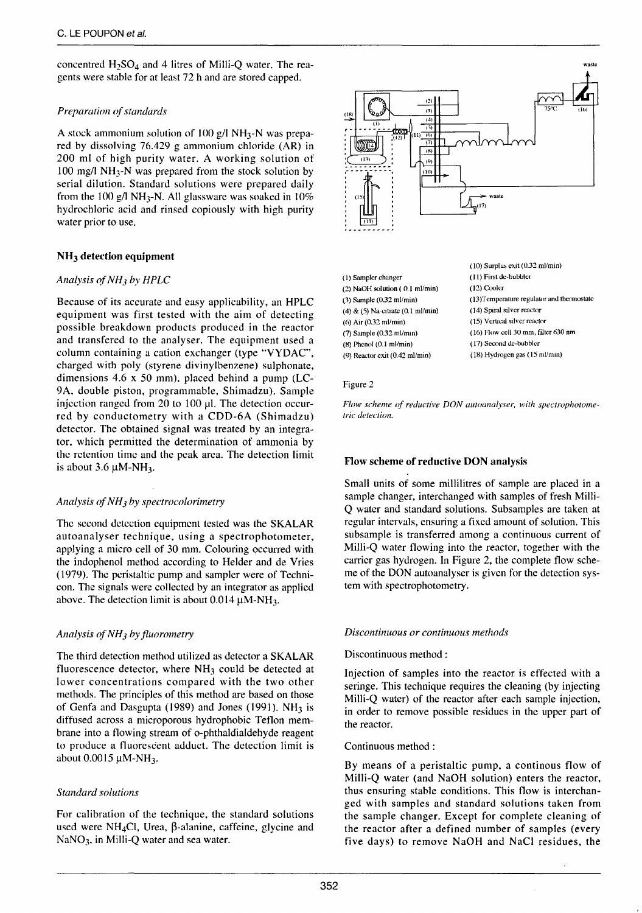concentred $H_2SO_4$ and 4 litres of Milli-Q water. The reagents were stable for at least 72 h and are stored capped.

*Preparation of standards*

A stock ammonium solution of 100 g/l $NH_3$-N was prepared by dissolving 76.429 g ammonium chloride (AR) in 200 ml of high purity water. A working solution of 100 mg/l $NH_3$-N was prepared from the stock solution by serial dilution. Standard solutions were prepared daily from the 100 g/l $NH_3$-N. All glassware was soaked in 10% hydrochloric acid and rinsed copiously with high purity water prior to use.

## $NH_3$ detection equipment

*Analysis of $NH_3$ by HPLC*

Because of its accurate and easy applicability, an HPLC equipment was first tested with the aim of detecting possible breakdown products produced in the reactor and transfered to the analyser. The equipment used a column containing a cation exchanger (type "VYDAC", charged with poly (styrene divinylbenzene) sulphonate, dimensions 4.6 x 50 mm), placed behind a pump (LC-9A, double piston, programmable, Shimadzu). Sample injection ranged from 20 to 100 μl. The detection occurred by conductometry with a CDD-6A (Shimadzu) detector. The obtained signal was treated by an integrator, which permitted the determination of ammonia by the retention time and the peak area. The detection limit is about 3.6 μM-$NH_3$.

*Analysis of $NH_3$ by spectrocolorimetry*

The second detection equipment tested was the SKALAR autoanalyser technique, using a spectrophotometer, applying a micro cell of 30 mm. Colouring occurred with the indophenol method according to Helder and de Vries (1979). The peristaltic pump and sampler were of Technicon. The signals were collected by an integrator as applied above. The detection limit is about 0.014 μM-$NH_3$.

*Analysis of $NH_3$ by fluorometry*

The third detection method utilized as detector a SKALAR fluorescence detector, where $NH_3$ could be detected at lower concentrations compared with the two other methods. The principles of this method are based on those of Genfa and Dasgupta (1989) and Jones (1991). $NH_3$ is diffused across a microporous hydrophobic Teflon membrane into a flowing stream of o-phthaldialdehyde reagent to produce a fluorescent adduct. The detection limit is about 0.0015 μM-$NH_3$.

*Standard solutions*

For calibration of the technique, the standard solutions used were $NH_4Cl$, Urea, β-alanine, caffeine, glycine and $NaNO_3$, in Milli-Q water and sea water.

(1) Sampler changer
(2) NaOH solution (0.1 ml/min)
(3) Sample (0.32 ml/min)
(4) & (5) Na-citrate (0.1 ml/min)
(6) Air (0.32 ml/min)
(7) Sample (0.32 ml/min)
(8) Phenol (0.1 ml/min)
(9) Reactor exit (0.42 ml/min)
(10) Surplus exit (0.32 ml/min)
(11) First de-bubbler
(12) Cooler
(13) Temperature regulator and thermostate
(14) Spiral silver reactor
(15) Vertical silver reactor
(16) Flow cell 30 mm, filter 630 nm
(17) Second de-bubbler
(18) Hydrogen gas (15 ml/min)

Figure 2

*Flow scheme of reductive DON autoanalyser, with spectrophotometric detection.*

## Flow scheme of reductive DON analysis

Small units of some millilitres of sample are placed in a sample changer, interchanged with samples of fresh Milli-Q water and standard solutions. Subsamples are taken at regular intervals, ensuring a fixed amount of solution. This subsample is transferred among a continuous current of Milli-Q water flowing into the reactor, together with the carrier gas hydrogen. In Figure 2, the complete flow scheme of the DON autoanalyser is given for the detection system with spectrophotometry.

*Discontinuous or continuous methods*

Discontinuous method :

Injection of samples into the reactor is effected with a seringe. This technique requires the cleaning (by injecting Milli-Q water) of the reactor after each sample injection, in order to remove possible residues in the upper part of the reactor.

Continuous method :

By means of a peristaltic pump, a continous flow of Milli-Q water (and NaOH solution) enters the reactor, thus ensuring stable conditions. This flow is interchanged with samples and standard solutions taken from the sample changer. Except for complete cleaning of the reactor after a defined number of samples (every five days) to remove NaOH and NaCl residues, the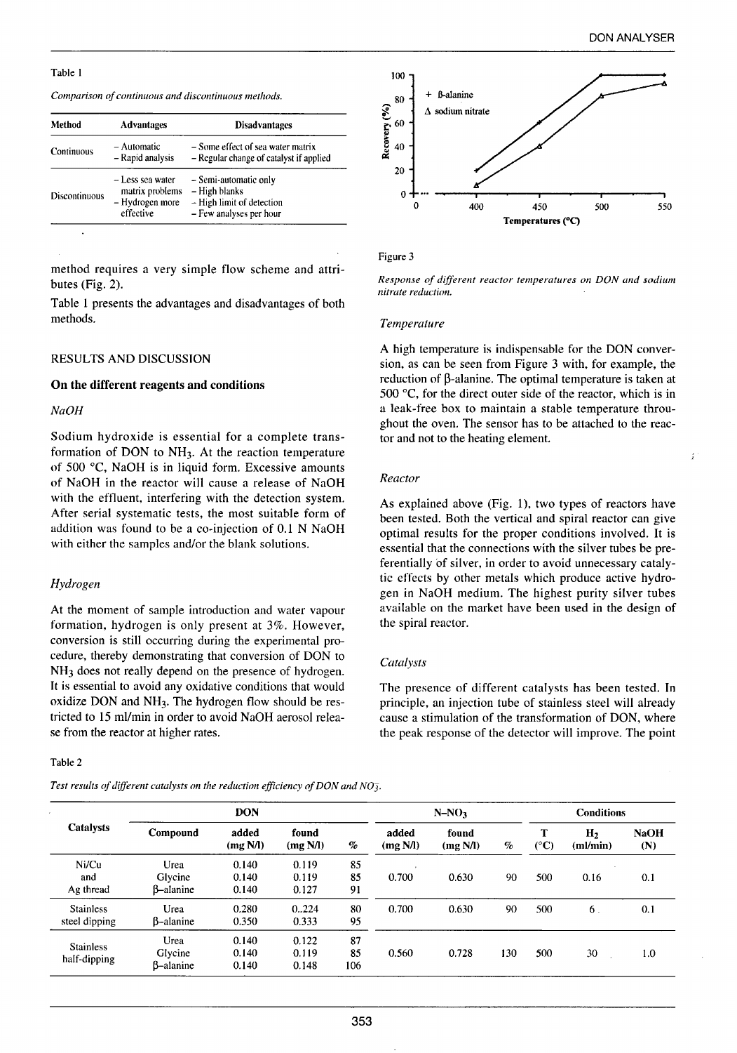Table 1

*Comparison of continuous and discontinuous methods.*

| Method | Advantages | Disadvantages |
|---|---|---|
| Continuous | – Automatic<br>– Rapid analysis | – Some effect of sea water matrix<br>– Regular change of catalyst if applied |
| Discontinuous | – Less sea water matrix problems<br>– Hydrogen more effective | – Semi-automatic only<br>– High blanks<br>– High limit of detection<br>– Few analyses per hour |

method requires a very simple flow scheme and attributes (Fig. 2).

Table 1 presents the advantages and disadvantages of both methods.

## RESULTS AND DISCUSSION

### On the different reagents and conditions

*NaOH*

Sodium hydroxide is essential for a complete transformation of DON to $NH_3$. At the reaction temperature of 500 °C, NaOH is in liquid form. Excessive amounts of NaOH in the reactor will cause a release of NaOH with the effluent, interfering with the detection system. After serial systematic tests, the most suitable form of addition was found to be a co-injection of 0.1 N NaOH with either the samples and/or the blank solutions.

*Hydrogen*

At the moment of sample introduction and water vapour formation, hydrogen is only present at 3%. However, conversion is still occurring during the experimental procedure, thereby demonstrating that conversion of DON to $NH_3$ does not really depend on the presence of hydrogen. It is essential to avoid any oxidative conditions that would oxidize DON and $NH_3$. The hydrogen flow should be restricted to 15 ml/min in order to avoid NaOH aerosol release from the reactor at higher rates.

Figure 3

*Response of different reactor temperatures on DON and sodium nitrate reduction.*

*Temperature*

A high temperature is indispensable for the DON conversion, as can be seen from Figure 3 with, for example, the reduction of β-alanine. The optimal temperature is taken at 500 °C, for the direct outer side of the reactor, which is in a leak-free box to maintain a stable temperature throughout the oven. The sensor has to be attached to the reactor and not to the heating element.

*Reactor*

As explained above (Fig. 1), two types of reactors have been tested. Both the vertical and spiral reactor can give optimal results for the proper conditions involved. It is essential that the connections with the silver tubes be preferentially of silver, in order to avoid unnecessary catalytic effects by other metals which produce active hydrogen in NaOH medium. The highest purity silver tubes available on the market have been used in the design of the spiral reactor.

*Catalysts*

The presence of different catalysts has been tested. In principle, an injection tube of stainless steel will already cause a stimulation of the transformation of DON, where the peak response of the detector will improve. The point

Table 2

*Test results of different catalysts on the reduction efficiency of DON and $NO_3^-$.*

| Catalysts | DON | | | | N–$NO_3$ | | | Conditions | | |
|---|---|---|---|---|---|---|---|---|---|---|
| | Compound | added (mg N/l) | found (mg N/l) | % | added (mg N/l) | found (mg N/l) | % | T (°C) | $H_2$ (ml/min) | NaOH (N) |
| Ni/Cu and Ag thread | Urea<br>Glycine<br>β–alanine | 0.140<br>0.140<br>0.140 | 0.119<br>0.119<br>0.127 | 85<br>85<br>91 | 0.700 | 0.630 | 90 | 500 | 0.16 | 0.1 |
| Stainless steel dipping | Urea<br>β–alanine | 0.280<br>0.350 | 0..224<br>0.333 | 80<br>95 | 0.700 | 0.630 | 90 | 500 | 6 | 0.1 |
| Stainless half-dipping | Urea<br>Glycine<br>β–alanine | 0.140<br>0.140<br>0.140 | 0.122<br>0.119<br>0.148 | 87<br>85<br>106 | 0.560 | 0.728 | 130 | 500 | 30 | 1.0 |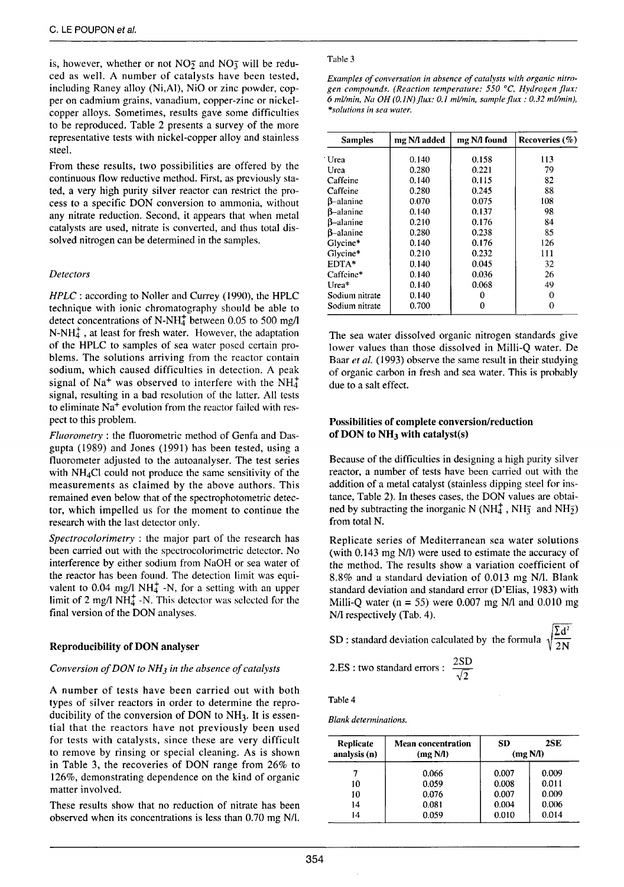is, however, whether or not $NO_2^-$ and $NO_3^-$ will be reduced as well. A number of catalysts have been tested, including Raney alloy (Ni,Al), NiO or zinc powder, copper on cadmium grains, vanadium, copper-zinc or nickel-copper alloys. Sometimes, results gave some difficulties to be reproduced. Table 2 presents a survey of the more representative tests with nickel-copper alloy and stainless steel.

From these results, two possibilities are offered by the continuous flow reductive method. First, as previously stated, a very high purity silver reactor can restrict the process to a specific DON conversion to ammonia, without any nitrate reduction. Second, it appears that when metal catalysts are used, nitrate is converted, and thus total dissolved nitrogen can be determined in the samples.

### *Detectors*

*HPLC* : according to Noller and Currey (1990), the HPLC technique with ionic chromatography should be able to detect concentrations of N-$NH_4^+$ between 0.05 to 500 mg/l N-$NH_4^+$, at least for fresh water. However, the adaptation of the HPLC to samples of sea water posed certain problems. The solutions arriving from the reactor contain sodium, which caused difficulties in detection. A peak signal of $Na^+$ was observed to interfere with the $NH_4^+$ signal, resulting in a bad resolution of the latter. All tests to eliminate $Na^+$ evolution from the reactor failed with respect to this problem.

*Fluorometry* : the fluorometric method of Genfa and Dasgupta (1989) and Jones (1991) has been tested, using a fluorometer adjusted to the autoanalyser. The test series with $NH_4Cl$ could not produce the same sensitivity of the measurements as claimed by the above authors. This remained even below that of the spectrophotometric detector, which impelled us for the moment to continue the research with the last detector only.

*Spectrocolorimetry* : the major part of the research has been carried out with the spectrocolorimetric detector. No interference by either sodium from NaOH or sea water of the reactor has been found. The detection limit was equivalent to 0.04 mg/l $NH_4^+$ -N, for a setting with an upper limit of 2 mg/l $NH_4^+$ -N. This detector was selected for the final version of the DON analyses.

## Reproducibility of DON analyser

### *Conversion of DON to $NH_3$ in the absence of catalysts*

A number of tests have been carried out with both types of silver reactors in order to determine the reproducibility of the conversion of DON to $NH_3$. It is essential that the reactors have not previously been used for tests with catalysts, since these are very difficult to remove by rinsing or special cleaning. As is shown in Table 3, the recoveries of DON range from 26% to 126%, demonstrating dependence on the kind of organic matter involved.

These results show that no reduction of nitrate has been observed when its concentrations is less than 0.70 mg N/l.

Table 3

*Examples of conversation in absence of catalysts with organic nitrogen compounds. (Reaction temperature: 550 °C, Hydrogen flux: 6 ml/min, Na OH (0.1N) flux: 0.1 ml/min, sample flux : 0.32 ml/min), \*solutions in sea water.*

| Samples | mg N/l added | mg N/l found | Recoveries (%) |
|---|---|---|---|
| Urea | 0.140 | 0.158 | 113 |
| Urea | 0.280 | 0.221 | 79 |
| Caffeine | 0.140 | 0.115 | 82 |
| Caffeine | 0.280 | 0.245 | 88 |
| β-alanine | 0.070 | 0.075 | 108 |
| β-alanine | 0.140 | 0.137 | 98 |
| β-alanine | 0.210 | 0.176 | 84 |
| β-alanine | 0.280 | 0.238 | 85 |
| Glycine* | 0.140 | 0.176 | 126 |
| Glycine* | 0.210 | 0.232 | 111 |
| EDTA* | 0.140 | 0.045 | 32 |
| Caffeine* | 0.140 | 0.036 | 26 |
| Urea* | 0.140 | 0.068 | 49 |
| Sodium nitrate | 0.140 | 0 | 0 |
| Sodium nitrate | 0.700 | 0 | 0 |

The sea water dissolved organic nitrogen standards give lower values than those dissolved in Milli-Q water. De Baar *et al.* (1993) observe the same result in their studying of organic carbon in fresh and sea water. This is probably due to a salt effect.

## Possibilities of complete conversion/reduction of DON to $NH_3$ with catalyst(s)

Because of the difficulties in designing a high purity silver reactor, a number of tests have been carried out with the addition of a metal catalyst (stainless dipping steel for instance, Table 2). In theses cases, the DON values are obtained by subtracting the inorganic N ($NH_4^+$, $NH_3^-$ and $NH_2^-$) from total N.

Replicate series of Mediterranean sea water solutions (with 0.143 mg N/l) were used to estimate the accuracy of the method. The results show a variation coefficient of 8.8% and a standard deviation of 0.013 mg N/l. Blank standard deviation and standard error (D'Elias, 1983) with Milli-Q water (n = 55) were 0.007 mg N/l and 0.010 mg N/l respectively (Tab. 4).

SD : standard deviation calculated by the formula $\sqrt{\frac{\Sigma d^2}{2N}}$

2.ES : two standard errors : $\frac{2SD}{\sqrt{2}}$

Table 4

*Blank determinations.*

| Replicate analysis (n) | Mean concentration (mg N/l) | SD (mg N/l) | 2SE |
|---|---|---|---|
| 7 | 0.066 | 0.007 | 0.009 |
| 10 | 0.059 | 0.008 | 0.011 |
| 10 | 0.076 | 0.007 | 0.009 |
| 14 | 0.081 | 0.004 | 0.006 |
| 14 | 0.059 | 0.010 | 0.014 |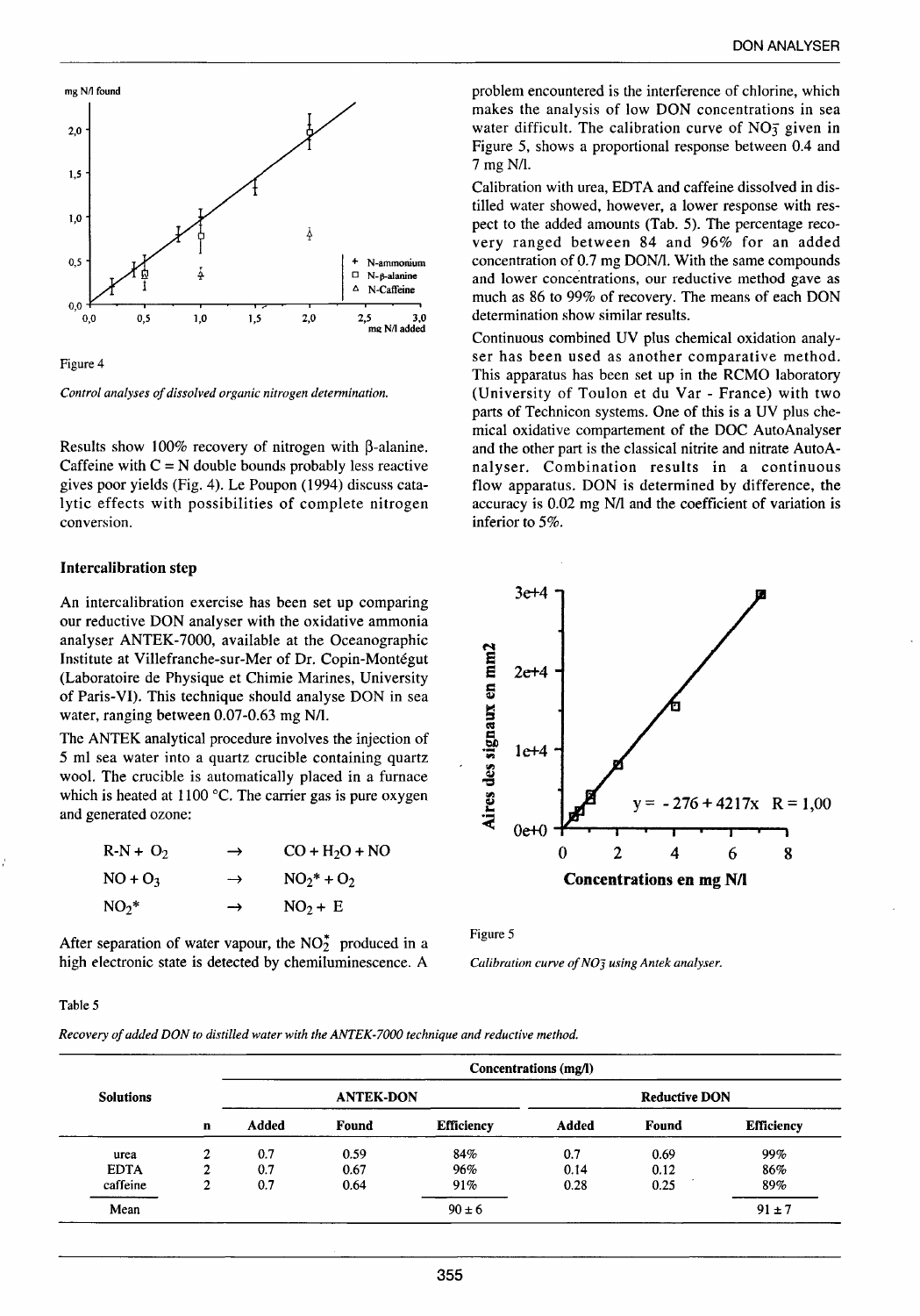Figure 4

*Control analyses of dissolved organic nitrogen determination.*

Results show 100% recovery of nitrogen with β-alanine. Caffeine with C = N double bounds probably less reactive gives poor yields (Fig. 4). Le Poupon (1994) discuss catalytic effects with possibilities of complete nitrogen conversion.

### Intercalibration step

An intercalibration exercise has been set up comparing our reductive DON analyser with the oxidative ammonia analyser ANTEK-7000, available at the Oceanographic Institute at Villefranche-sur-Mer of Dr. Copin-Montégut (Laboratoire de Physique et Chimie Marines, University of Paris-VI). This technique should analyse DON in sea water, ranging between 0.07-0.63 mg N/l.

The ANTEK analytical procedure involves the injection of 5 ml sea water into a quartz crucible containing quartz wool. The crucible is automatically placed in a furnace which is heated at 1100 °C. The carrier gas is pure oxygen and generated ozone:

$$R\text{-}N + O_2 \rightarrow CO + H_2O + NO$$

$$NO + O_3 \rightarrow NO_2^* + O_2$$

$$NO_2^* \rightarrow NO_2 + E$$

After separation of water vapour, the $NO_2^*$ produced in a high electronic state is detected by chemiluminescence. A problem encountered is the interference of chlorine, which makes the analysis of low DON concentrations in sea water difficult. The calibration curve of $NO_3^-$ given in Figure 5, shows a proportional response between 0.4 and 7 mg N/l.

Calibration with urea, EDTA and caffeine dissolved in distilled water showed, however, a lower response with respect to the added amounts (Tab. 5). The percentage recovery ranged between 84 and 96% for an added concentration of 0.7 mg DON/l. With the same compounds and lower concentrations, our reductive method gave as much as 86 to 99% of recovery. The means of each DON determination show similar results.

Continuous combined UV plus chemical oxidation analyser has been used as another comparative method. This apparatus has been set up in the RCMO laboratory (University of Toulon et du Var - France) with two parts of Technicon systems. One of this is a UV plus chemical oxidative compartement of the DOC AutoAnalyser and the other part is the classical nitrite and nitrate AutoAnalyser. Combination results in a continuous flow apparatus. DON is determined by difference, the accuracy is 0.02 mg N/l and the coefficient of variation is inferior to 5%.

Figure 5

*Calibration curve of $NO_3^-$ using Antek analyser.*

Table 5

*Recovery of added DON to distilled water with the ANTEK-7000 technique and reductive method.*

| Solutions | n | ANTEK-DON | | | Reductive DON | | |
|---|---|---|---|---|---|---|---|
| | | Added | Found | Efficiency | Added | Found | Efficiency |
| urea | 2 | 0.7 | 0.59 | 84% | 0.7 | 0.69 | 99% |
| EDTA | 2 | 0.7 | 0.67 | 96% | 0.14 | 0.12 | 86% |
| caffeine | 2 | 0.7 | 0.64 | 91% | 0.28 | 0.25 | 89% |
| Mean | | | | 90 ± 6 | | | 91 ± 7 |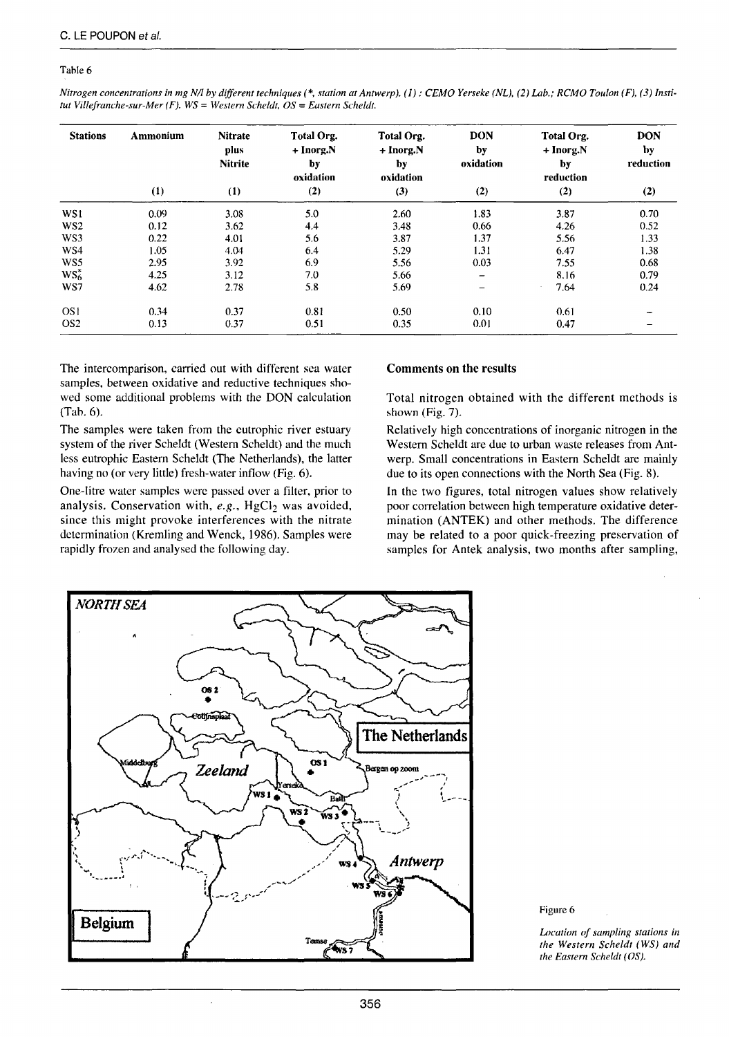Table 6

*Nitrogen concentrations in mg N/l by different techniques (\*, station at Antwerp). (1) : CEMO Yerseke (NL), (2) Lab.; RCMO Toulon (F), (3) Institut Villefranche-sur-Mer (F). WS = Western Scheldt, OS = Eastern Scheldt.*

| Stations | Ammonium | Nitrate plus Nitrite | Total Org. + Inorg.N by oxidation | Total Org. + Inorg.N by oxidation | DON by oxidation | Total Org. + Inorg.N by reduction | DON by reduction |
|---|---|---|---|---|---|---|---|
| | (1) | (1) | (2) | (3) | (2) | (2) | (2) |
| WS1 | 0.09 | 3.08 | 5.0 | 2.60 | 1.83 | 3.87 | 0.70 |
| WS2 | 0.12 | 3.62 | 4.4 | 3.48 | 0.66 | 4.26 | 0.52 |
| WS3 | 0.22 | 4.01 | 5.6 | 3.87 | 1.37 | 5.56 | 1.33 |
| WS4 | 1.05 | 4.04 | 6.4 | 5.29 | 1.31 | 6.47 | 1.38 |
| WS5 | 2.95 | 3.92 | 6.9 | 5.56 | 0.03 | 7.55 | 0.68 |
| WS6* | 4.25 | 3.12 | 7.0 | 5.66 | – | 8.16 | 0.79 |
| WS7 | 4.62 | 2.78 | 5.8 | 5.69 | – | 7.64 | 0.24 |
| OS1 | 0.34 | 0.37 | 0.81 | 0.50 | 0.10 | 0.61 | – |
| OS2 | 0.13 | 0.37 | 0.51 | 0.35 | 0.01 | 0.47 | – |

The intercomparison, carried out with different sea water samples, between oxidative and reductive techniques showed some additional problems with the DON calculation (Tab. 6).

The samples were taken from the eutrophic river estuary system of the river Scheldt (Western Scheldt) and the much less eutrophic Eastern Scheldt (The Netherlands), the latter having no (or very little) fresh-water inflow (Fig. 6).

One-litre water samples were passed over a filter, prior to analysis. Conservation with, *e.g.*, $HgCl_2$ was avoided, since this might provoke interferences with the nitrate determination (Kremling and Wenck, 1986). Samples were rapidly frozen and analysed the following day.

## Comments on the results

Total nitrogen obtained with the different methods is shown (Fig. 7).

Relatively high concentrations of inorganic nitrogen in the Western Scheldt are due to urban waste releases from Antwerp. Small concentrations in Eastern Scheldt are mainly due to its open connections with the North Sea (Fig. 8).

In the two figures, total nitrogen values show relatively poor correlation between high temperature oxidative determination (ANTEK) and other methods. The difference may be related to a poor quick-freezing preservation of samples for Antek analysis, two months after sampling,

Figure 6

*Location of sampling stations in the Western Scheldt (WS) and the Eastern Scheldt (OS).*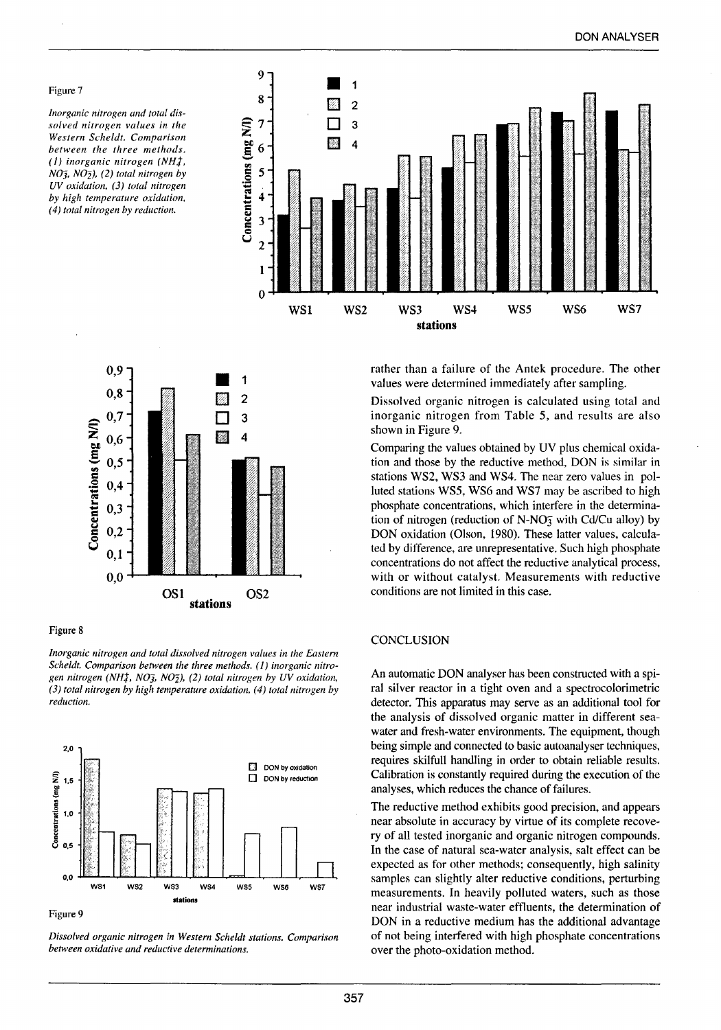Figure 7

*Inorganic nitrogen and total dissolved nitrogen values in the Western Scheldt. Comparison between the three methods. (1) inorganic nitrogen ($NH_4^+$, $NO_3^-$, $NO_2^-$), (2) total nitrogen by UV oxidation, (3) total nitrogen by high temperature oxidation, (4) total nitrogen by reduction.*

Figure 8

*Inorganic nitrogen and total dissolved nitrogen values in the Eastern Scheldt. Comparison between the three methods. (1) inorganic nitrogen ($NH_4^+$, $NO_3^-$, $NO_2^-$), (2) total nitrogen by UV oxidation, (3) total nitrogen by high temperature oxidation, (4) total nitrogen by reduction.*

Figure 9

*Dissolved organic nitrogen in Western Scheldt stations. Comparison between oxidative and reductive determinations.*

rather than a failure of the Antek procedure. The other values were determined immediately after sampling.

Dissolved organic nitrogen is calculated using total and inorganic nitrogen from Table 5, and results are also shown in Figure 9.

Comparing the values obtained by UV plus chemical oxidation and those by the reductive method, DON is similar in stations WS2, WS3 and WS4. The near zero values in polluted stations WS5, WS6 and WS7 may be ascribed to high phosphate concentrations, which interfere in the determination of nitrogen (reduction of N-$NO_3^-$ with Cd/Cu alloy) by DON oxidation (Olson, 1980). These latter values, calculated by difference, are unrepresentative. Such high phosphate concentrations do not affect the reductive analytical process, with or without catalyst. Measurements with reductive conditions are not limited in this case.

## CONCLUSION

An automatic DON analyser has been constructed with a spiral silver reactor in a tight oven and a spectrocolorimetric detector. This apparatus may serve as an additional tool for the analysis of dissolved organic matter in different seawater and fresh-water environments. The equipment, though being simple and connected to basic autoanalyser techniques, requires skilfull handling in order to obtain reliable results. Calibration is constantly required during the execution of the analyses, which reduces the chance of failures.

The reductive method exhibits good precision, and appears near absolute in accuracy by virtue of its complete recovery of all tested inorganic and organic nitrogen compounds. In the case of natural sea-water analysis, salt effect can be expected as for other methods; consequently, high salinity samples can slightly alter reductive conditions, perturbing measurements. In heavily polluted waters, such as those near industrial waste-water effluents, the determination of DON in a reductive medium has the additional advantage of not being interfered with high phosphate concentrations over the photo-oxidation method.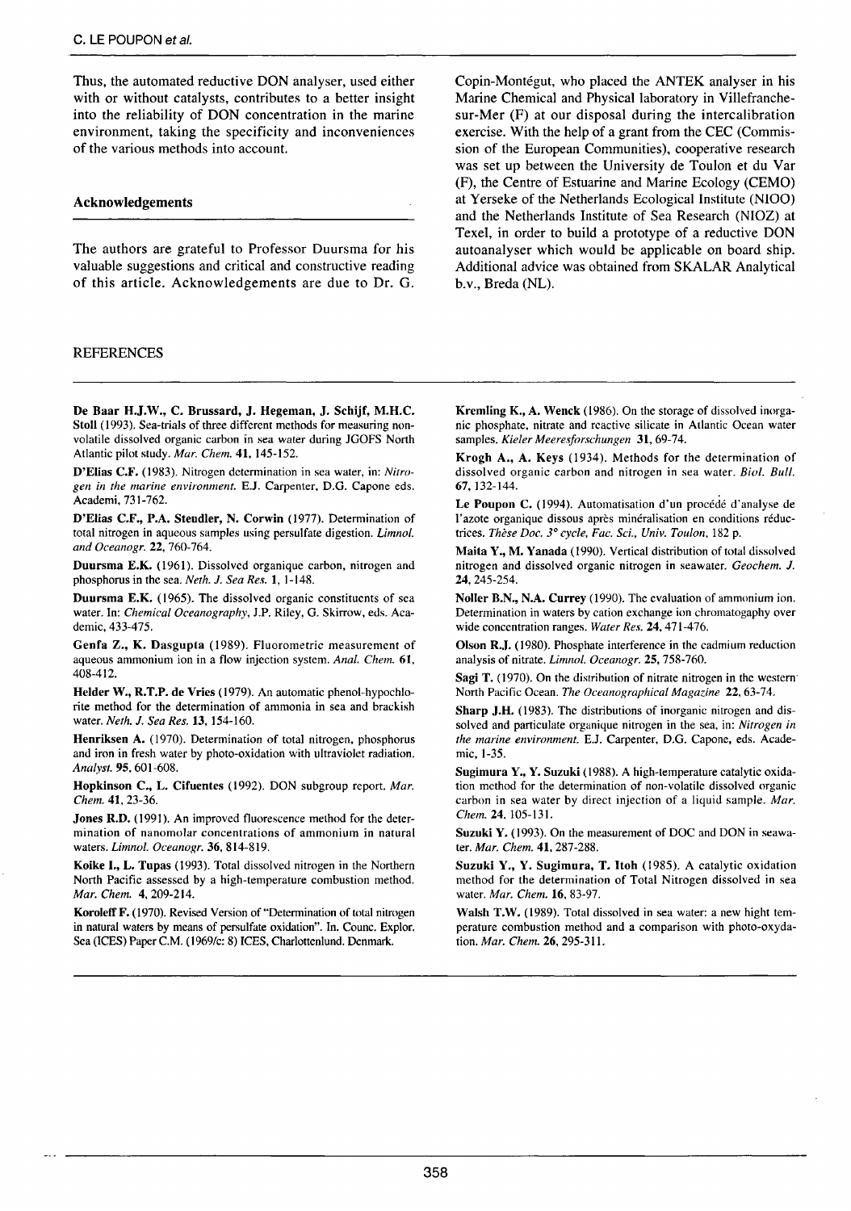Thus, the automated reductive DON analyser, used either with or without catalysts, contributes to a better insight into the reliability of DON concentration in the marine environment, taking the specificity and inconveniences of the various methods into account.

## Acknowledgements

The authors are grateful to Professor Duursma for his valuable suggestions and critical and constructive reading of this article. Acknowledgements are due to Dr. G. Copin-Montégut, who placed the ANTEK analyser in his Marine Chemical and Physical laboratory in Villefranche-sur-Mer (F) at our disposal during the intercalibration exercise. With the help of a grant from the CEC (Commission of the European Communities), cooperative research was set up between the University de Toulon et du Var (F), the Centre of Estuarine and Marine Ecology (CEMO) at Yerseke of the Netherlands Ecological Institute (NIOO) and the Netherlands Institute of Sea Research (NIOZ) at Texel, in order to build a prototype of a reductive DON autoanalyser which would be applicable on board ship. Additional advice was obtained from SKALAR Analytical b.v., Breda (NL).

## REFERENCES

**De Baar H.J.W., C. Brussard, J. Hegeman, J. Schijf, M.H.C. Stoll** (1993). Sea-trials of three different methods for measuring non-volatile dissolved organic carbon in sea water during JGOFS North Atlantic pilot study. *Mar. Chem.* **41**, 145-152.

**D'Elias C.F.** (1983). Nitrogen determination in sea water, in: *Nitrogen in the marine environment.* E.J. Carpenter, D.G. Capone eds. Academi, 731-762.

**D'Elias C.F., P.A. Steudler, N. Corwin** (1977). Determination of total nitrogen in aqueous samples using persulfate digestion. *Limnol. and Oceanogr.* **22**, 760-764.

**Duursma E.K.** (1961). Dissolved organique carbon, nitrogen and phosphorus in the sea. *Neth. J. Sea Res.* **1**, 1-148.

**Duursma E.K.** (1965). The dissolved organic constituents of sea water. In: *Chemical Oceanography*, J.P. Riley, G. Skirrow, eds. Academic, 433-475.

**Genfa Z., K. Dasgupta** (1989). Fluorometric measurement of aqueous ammonium ion in a flow injection system. *Anal. Chem.* **61**, 408-412.

**Helder W., R.T.P. de Vries** (1979). An automatic phenol-hypochlorite method for the determination of ammonia in sea and brackish water. *Neth. J. Sea Res.* **13**, 154-160.

**Henriksen A.** (1970). Determination of total nitrogen, phosphorus and iron in fresh water by photo-oxidation with ultraviolet radiation. *Analyst.* **95**, 601-608.

**Hopkinson C., L. Cifuentes** (1992). DON subgroup report. *Mar. Chem.* **41**, 23-36.

**Jones R.D.** (1991). An improved fluorescence method for the determination of nanomolar concentrations of ammonium in natural waters. *Limnol. Oceanogr.* **36**, 814-819.

**Koike I., L. Tupas** (1993). Total dissolved nitrogen in the Northern North Pacific assessed by a high-temperature combustion method. *Mar. Chem.* **4**, 209-214.

**Koroleff F.** (1970). Revised Version of "Determination of total nitrogen in natural waters by means of persulfate oxidation". In. Counc. Explor. Sea (ICES) Paper C.M. (1969/c: 8) ICES, Charlottenlund. Denmark.

**Kremling K., A. Wenck** (1986). On the storage of dissolved inorganic phosphate, nitrate and reactive silicate in Atlantic Ocean water samples. *Kieler Meeresforschungen* **31**, 69-74.

**Krogh A., A. Keys** (1934). Methods for the determination of dissolved organic carbon and nitrogen in sea water. *Biol. Bull.* **67**, 132-144.

**Le Poupon C.** (1994). Automatisation d'un procédé d'analyse de l'azote organique dissous après minéralisation en conditions réductrices. *Thèse Doc. 3° cycle, Fac. Sci., Univ. Toulon*, 182 p.

**Maita Y., M. Yanada** (1990). Vertical distribution of total dissolved nitrogen and dissolved organic nitrogen in seawater. *Geochem. J.* **24**, 245-254.

**Noller B.N., N.A. Currey** (1990). The evaluation of ammonium ion. Determination in waters by cation exchange ion chromatogaphy over wide concentration ranges. *Water Res.* **24**, 471-476.

**Olson R.J.** (1980). Phosphate interference in the cadmium reduction analysis of nitrate. *Limnol. Oceanogr.* **25**, 758-760.

**Sagi T.** (1970). On the distribution of nitrate nitrogen in the western North Pacific Ocean. *The Oceanographical Magazine* **22**, 63-74.

**Sharp J.H.** (1983). The distributions of inorganic nitrogen and dissolved and particulate organique nitrogen in the sea, in: *Nitrogen in the marine environment.* E.J. Carpenter, D.G. Capone, eds. Academic, 1-35.

**Sugimura Y., Y. Suzuki** (1988). A high-temperature catalytic oxidation method for the determination of non-volatile dissolved organic carbon in sea water by direct injection of a liquid sample. *Mar. Chem.* **24**, 105-131.

**Suzuki Y.** (1993). On the measurement of DOC and DON in seawater. *Mar. Chem.* **41**, 287-288.

**Suzuki Y., Y. Sugimura, T. Itoh** (1985). A catalytic oxidation method for the determination of Total Nitrogen dissolved in sea water. *Mar. Chem.* **16**, 83-97.

**Walsh T.W.** (1989). Total dissolved in sea water: a new hight temperature combustion method and a comparison with photo-oxydation. *Mar. Chem.* **26**, 295-311.